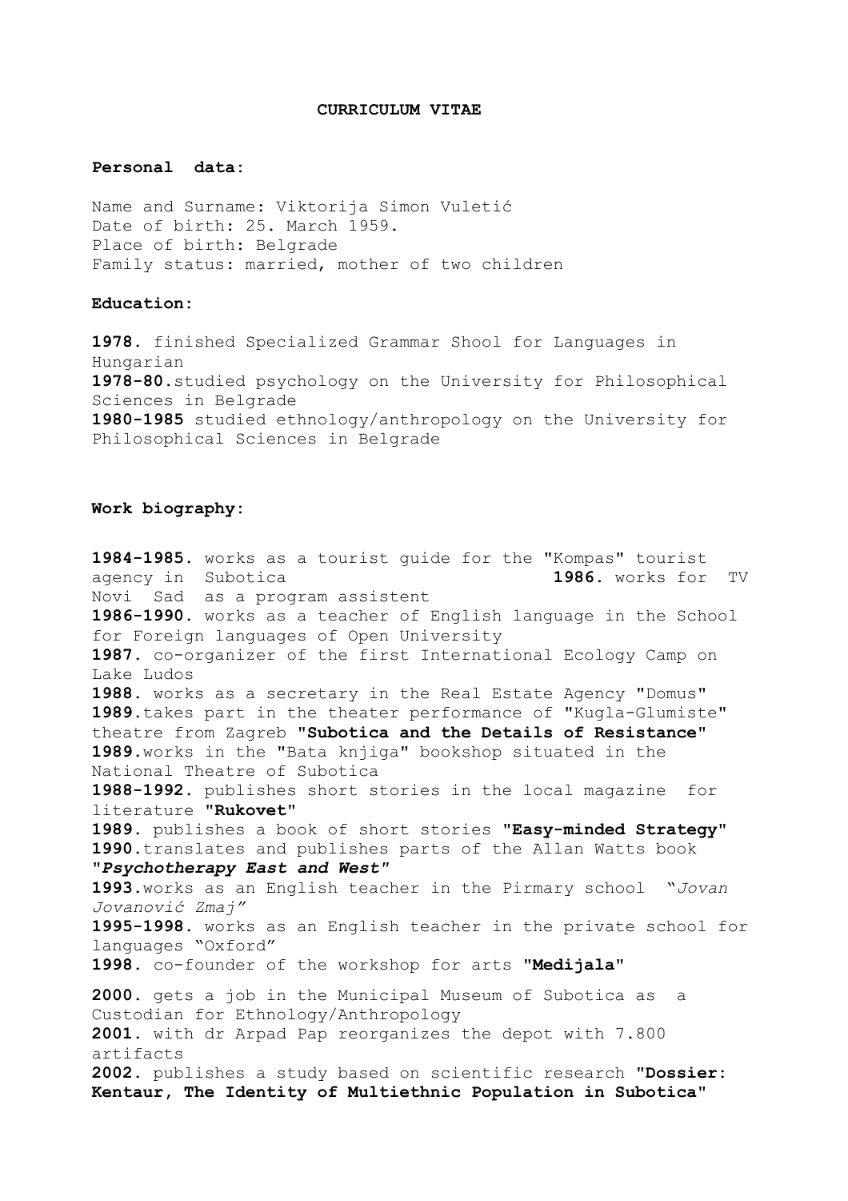**CURRICULUM VITAE**

**Personal data:**

Name and Surname: Viktorija Simon Vuletić
Date of birth: 25. March 1959.
Place of birth: Belgrade
Family status: married, mother of two children

**Education:**

**1978.** finished Specialized Grammar Shool for Languages in Hungarian
**1978-80.**studied psychology on the University for Philosophical Sciences in Belgrade
**1980-1985** studied ethnology/anthropology on the University for Philosophical Sciences in Belgrade

**Work biography:**

**1984-1985.** works as a tourist guide for the "Kompas" tourist agency in Subotica
**1986.** works for TV Novi Sad as a program assistent
**1986-1990.** works as a teacher of English language in the School for Foreign languages of Open University
**1987.** co-organizer of the first International Ecology Camp on Lake Ludos
**1988.** works as a secretary in the Real Estate Agency "Domus"
**1989.**takes part in the theater performance of "Kugla-Glumiste" theatre from Zagreb **"Subotica and the Details of Resistance"**
**1989.**works in the "Bata knjiga" bookshop situated in the National Theatre of Subotica
**1988-1992.** publishes short stories in the local magazine for literature **"Rukovet"**
**1989.** publishes a book of short stories **"Easy-minded Strategy"**
**1990.**translates and publishes parts of the Allan Watts book ***"Psychotherapy East and West"***
**1993.**works as an English teacher in the Pirmary school *"Jovan Jovanović Zmaj"*
**1995-1998.** works as an English teacher in the private school for languages "Oxford"
**1998.** co-founder of the workshop for arts **"Medijala"**

**2000.** gets a job in the Municipal Museum of Subotica as a Custodian for Ethnology/Anthropology
**2001.** with dr Arpad Pap reorganizes the depot with 7.800 artifacts
**2002.** publishes a study based on scientific research **"Dossier: Kentaur, The Identity of Multiethnic Population in Subotica"**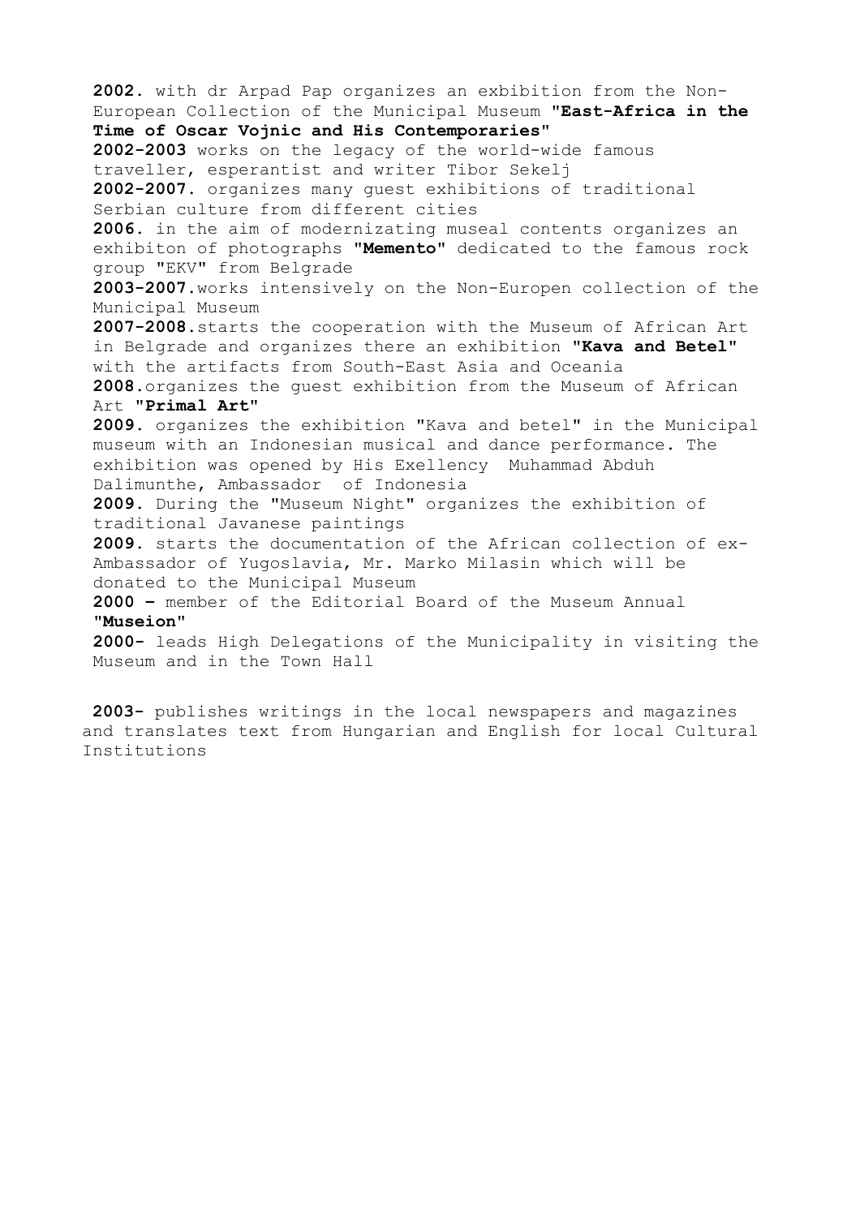**2002.** with dr Arpad Pap organizes an exbibition from the Non-European Collection of the Municipal Museum "**East-Africa in the Time of Oscar Vojnic and His Contemporaries**"

**2002-2003** works on the legacy of the world-wide famous traveller, esperantist and writer Tibor Sekelj

**2002-2007.** organizes many guest exhibitions of traditional Serbian culture from different cities

**2006.** in the aim of modernizating museal contents organizes an exhibiton of photographs "**Memento**" dedicated to the famous rock group "EKV" from Belgrade

**2003-2007.**works intensively on the Non-Europen collection of the Municipal Museum

**2007-2008.**starts the cooperation with the Museum of African Art in Belgrade and organizes there an exhibition "**Kava and Betel**" with the artifacts from South-East Asia and Oceania

**2008.**organizes the guest exhibition from the Museum of African Art "**Primal Art**"

**2009.** organizes the exhibition "Kava and betel" in the Municipal museum with an Indonesian musical and dance performance. The exhibition was opened by His Exellency Muhammad Abduh Dalimunthe, Ambassador of Indonesia

**2009.** During the "Museum Night" organizes the exhibition of traditional Javanese paintings

**2009.** starts the documentation of the African collection of ex-Ambassador of Yugoslavia, Mr. Marko Milasin which will be donated to the Municipal Museum

**2000 –** member of the Editorial Board of the Museum Annual "**Museion**"

**2000-** leads High Delegations of the Municipality in visiting the Museum and in the Town Hall

**2003-** publishes writings in the local newspapers and magazines and translates text from Hungarian and English for local Cultural Institutions